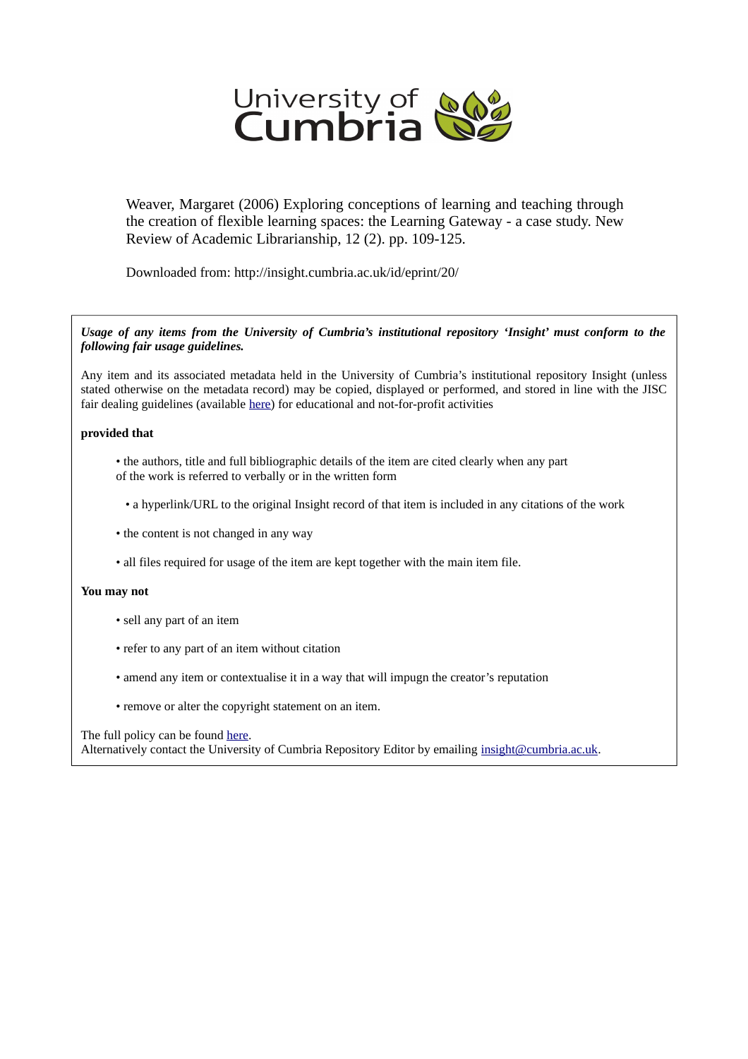University of Cumbria

Weaver, Margaret (2006) Exploring conceptions of learning and teaching through the creation of flexible learning spaces: the Learning Gateway - a case study. New Review of Academic Librarianship, 12 (2). pp. 109-125.

Downloaded from: http://insight.cumbria.ac.uk/id/eprint/20/

***Usage of any items from the University of Cumbria's institutional repository 'Insight' must conform to the following fair usage guidelines.***

Any item and its associated metadata held in the University of Cumbria's institutional repository Insight (unless stated otherwise on the metadata record) may be copied, displayed or performed, and stored in line with the JISC fair dealing guidelines (available here) for educational and not-for-profit activities

**provided that**

- the authors, title and full bibliographic details of the item are cited clearly when any part of the work is referred to verbally or in the written form
- a hyperlink/URL to the original Insight record of that item is included in any citations of the work
- the content is not changed in any way
- all files required for usage of the item are kept together with the main item file.

**You may not**

- sell any part of an item
- refer to any part of an item without citation
- amend any item or contextualise it in a way that will impugn the creator's reputation
- remove or alter the copyright statement on an item.

The full policy can be found here.
Alternatively contact the University of Cumbria Repository Editor by emailing insight@cumbria.ac.uk.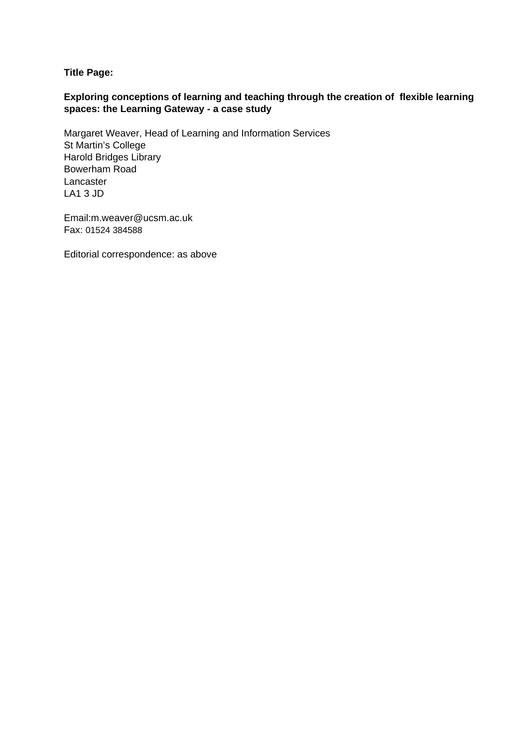**Title Page:**

**Exploring conceptions of learning and teaching through the creation of flexible learning spaces: the Learning Gateway - a case study**

Margaret Weaver, Head of Learning and Information Services
St Martin's College
Harold Bridges Library
Bowerham Road
Lancaster
LA1 3 JD

Email:m.weaver@ucsm.ac.uk
Fax: 01524 384588

Editorial correspondence: as above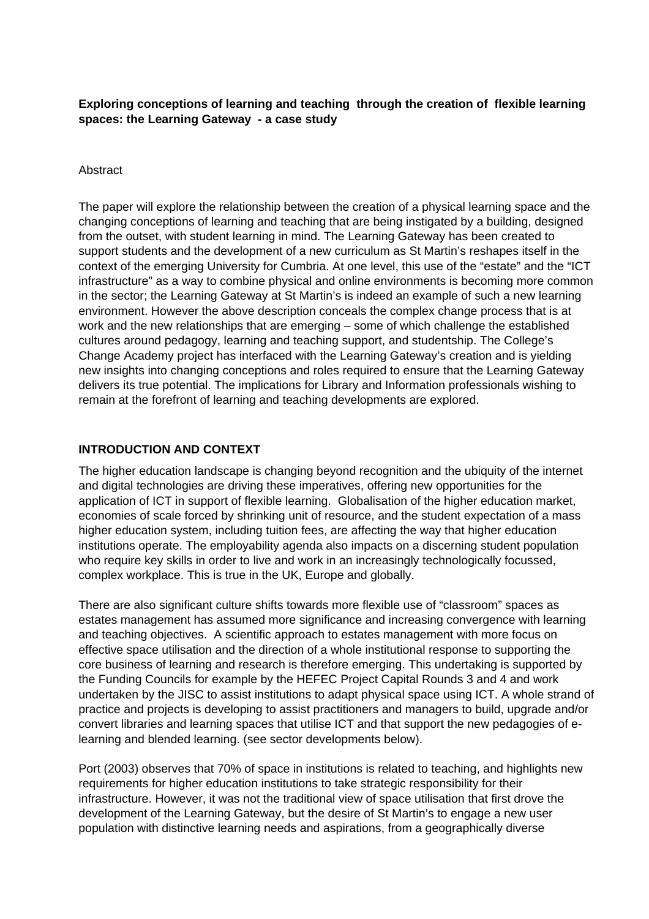**Exploring conceptions of learning and teaching through the creation of flexible learning spaces: the Learning Gateway - a case study**

Abstract

The paper will explore the relationship between the creation of a physical learning space and the changing conceptions of learning and teaching that are being instigated by a building, designed from the outset, with student learning in mind. The Learning Gateway has been created to support students and the development of a new curriculum as St Martin's reshapes itself in the context of the emerging University for Cumbria. At one level, this use of the "estate" and the "ICT infrastructure" as a way to combine physical and online environments is becoming more common in the sector; the Learning Gateway at St Martin's is indeed an example of such a new learning environment. However the above description conceals the complex change process that is at work and the new relationships that are emerging – some of which challenge the established cultures around pedagogy, learning and teaching support, and studentship. The College's Change Academy project has interfaced with the Learning Gateway's creation and is yielding new insights into changing conceptions and roles required to ensure that the Learning Gateway delivers its true potential. The implications for Library and Information professionals wishing to remain at the forefront of learning and teaching developments are explored.

## INTRODUCTION AND CONTEXT

The higher education landscape is changing beyond recognition and the ubiquity of the internet and digital technologies are driving these imperatives, offering new opportunities for the application of ICT in support of flexible learning. Globalisation of the higher education market, economies of scale forced by shrinking unit of resource, and the student expectation of a mass higher education system, including tuition fees, are affecting the way that higher education institutions operate. The employability agenda also impacts on a discerning student population who require key skills in order to live and work in an increasingly technologically focussed, complex workplace. This is true in the UK, Europe and globally.

There are also significant culture shifts towards more flexible use of "classroom" spaces as estates management has assumed more significance and increasing convergence with learning and teaching objectives. A scientific approach to estates management with more focus on effective space utilisation and the direction of a whole institutional response to supporting the core business of learning and research is therefore emerging. This undertaking is supported by the Funding Councils for example by the HEFEC Project Capital Rounds 3 and 4 and work undertaken by the JISC to assist institutions to adapt physical space using ICT. A whole strand of practice and projects is developing to assist practitioners and managers to build, upgrade and/or convert libraries and learning spaces that utilise ICT and that support the new pedagogies of e-learning and blended learning. (see sector developments below).

Port (2003) observes that 70% of space in institutions is related to teaching, and highlights new requirements for higher education institutions to take strategic responsibility for their infrastructure. However, it was not the traditional view of space utilisation that first drove the development of the Learning Gateway, but the desire of St Martin's to engage a new user population with distinctive learning needs and aspirations, from a geographically diverse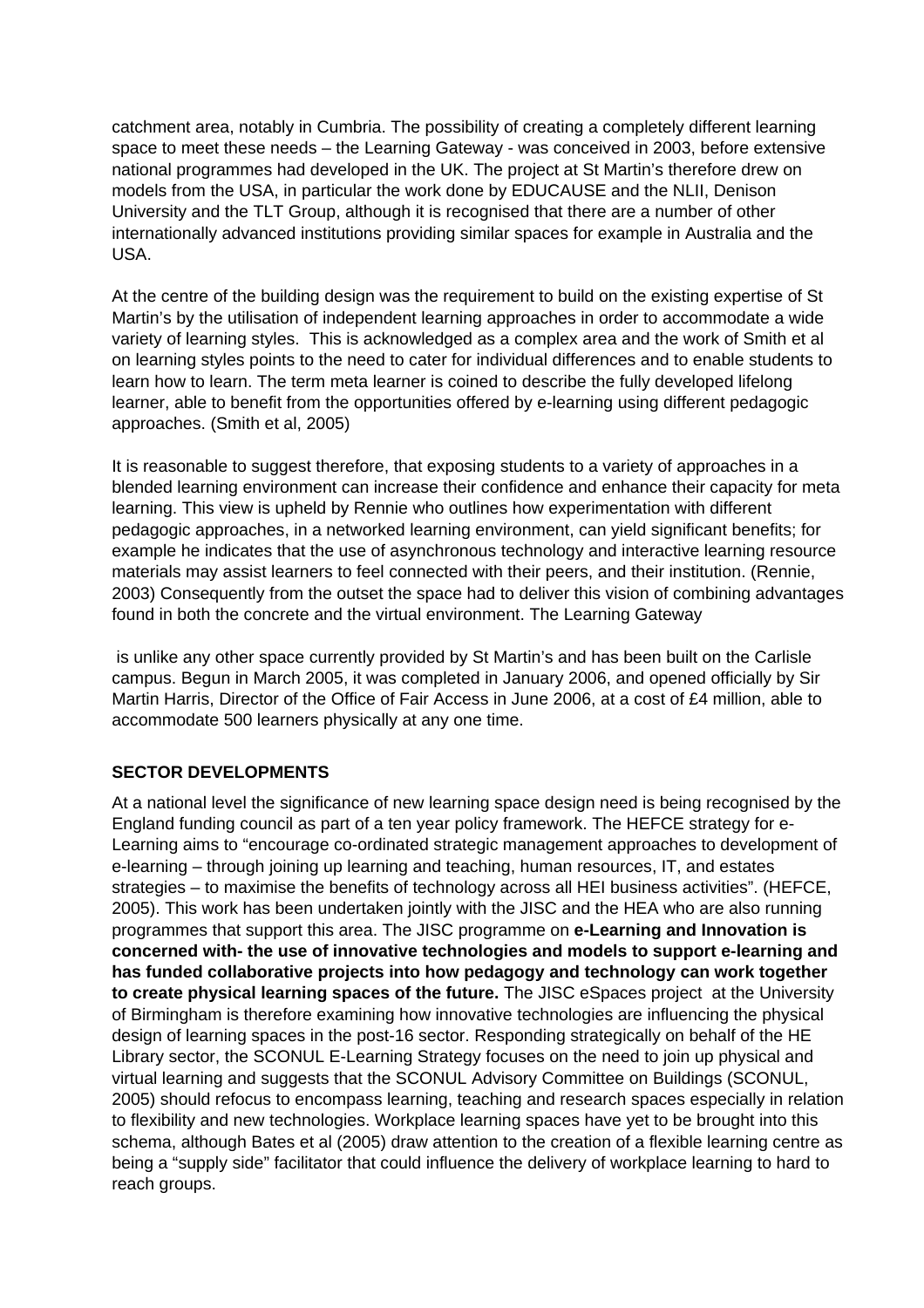catchment area, notably in Cumbria. The possibility of creating a completely different learning space to meet these needs – the Learning Gateway - was conceived in 2003, before extensive national programmes had developed in the UK. The project at St Martin's therefore drew on models from the USA, in particular the work done by EDUCAUSE and the NLII, Denison University and the TLT Group, although it is recognised that there are a number of other internationally advanced institutions providing similar spaces for example in Australia and the USA.

At the centre of the building design was the requirement to build on the existing expertise of St Martin's by the utilisation of independent learning approaches in order to accommodate a wide variety of learning styles. This is acknowledged as a complex area and the work of Smith et al on learning styles points to the need to cater for individual differences and to enable students to learn how to learn. The term meta learner is coined to describe the fully developed lifelong learner, able to benefit from the opportunities offered by e-learning using different pedagogic approaches. (Smith et al, 2005)

It is reasonable to suggest therefore, that exposing students to a variety of approaches in a blended learning environment can increase their confidence and enhance their capacity for meta learning. This view is upheld by Rennie who outlines how experimentation with different pedagogic approaches, in a networked learning environment, can yield significant benefits; for example he indicates that the use of asynchronous technology and interactive learning resource materials may assist learners to feel connected with their peers, and their institution. (Rennie, 2003) Consequently from the outset the space had to deliver this vision of combining advantages found in both the concrete and the virtual environment. The Learning Gateway

is unlike any other space currently provided by St Martin's and has been built on the Carlisle campus. Begun in March 2005, it was completed in January 2006, and opened officially by Sir Martin Harris, Director of the Office of Fair Access in June 2006, at a cost of £4 million, able to accommodate 500 learners physically at any one time.

## SECTOR DEVELOPMENTS

At a national level the significance of new learning space design need is being recognised by the England funding council as part of a ten year policy framework. The HEFCE strategy for e-Learning aims to "encourage co-ordinated strategic management approaches to development of e-learning – through joining up learning and teaching, human resources, IT, and estates strategies – to maximise the benefits of technology across all HEI business activities". (HEFCE, 2005). This work has been undertaken jointly with the JISC and the HEA who are also running programmes that support this area. The JISC programme on **e-Learning and Innovation is concerned with- the use of innovative technologies and models to support e-learning and has funded collaborative projects into how pedagogy and technology can work together to create physical learning spaces of the future.** The JISC eSpaces project at the University of Birmingham is therefore examining how innovative technologies are influencing the physical design of learning spaces in the post-16 sector. Responding strategically on behalf of the HE Library sector, the SCONUL E-Learning Strategy focuses on the need to join up physical and virtual learning and suggests that the SCONUL Advisory Committee on Buildings (SCONUL, 2005) should refocus to encompass learning, teaching and research spaces especially in relation to flexibility and new technologies. Workplace learning spaces have yet to be brought into this schema, although Bates et al (2005) draw attention to the creation of a flexible learning centre as being a "supply side" facilitator that could influence the delivery of workplace learning to hard to reach groups.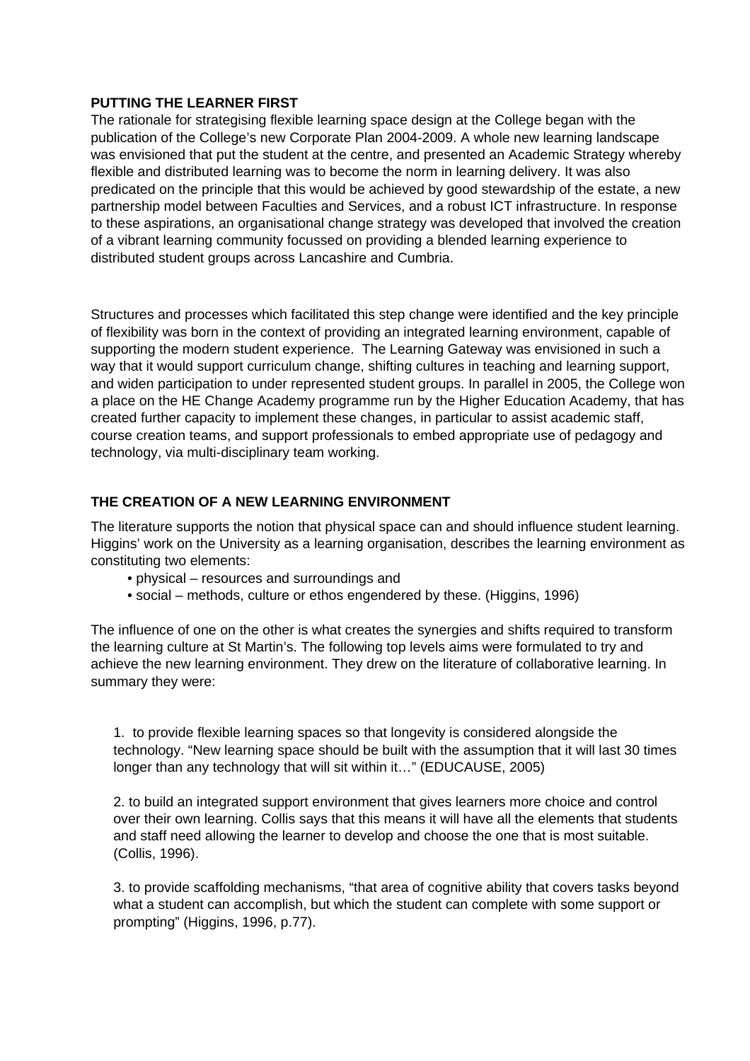**PUTTING THE LEARNER FIRST**

The rationale for strategising flexible learning space design at the College began with the publication of the College's new Corporate Plan 2004-2009. A whole new learning landscape was envisioned that put the student at the centre, and presented an Academic Strategy whereby flexible and distributed learning was to become the norm in learning delivery. It was also predicated on the principle that this would be achieved by good stewardship of the estate, a new partnership model between Faculties and Services, and a robust ICT infrastructure. In response to these aspirations, an organisational change strategy was developed that involved the creation of a vibrant learning community focussed on providing a blended learning experience to distributed student groups across Lancashire and Cumbria.

Structures and processes which facilitated this step change were identified and the key principle of flexibility was born in the context of providing an integrated learning environment, capable of supporting the modern student experience. The Learning Gateway was envisioned in such a way that it would support curriculum change, shifting cultures in teaching and learning support, and widen participation to under represented student groups. In parallel in 2005, the College won a place on the HE Change Academy programme run by the Higher Education Academy, that has created further capacity to implement these changes, in particular to assist academic staff, course creation teams, and support professionals to embed appropriate use of pedagogy and technology, via multi-disciplinary team working.

**THE CREATION OF A NEW LEARNING ENVIRONMENT**

The literature supports the notion that physical space can and should influence student learning. Higgins' work on the University as a learning organisation, describes the learning environment as constituting two elements:

- physical – resources and surroundings and
- social – methods, culture or ethos engendered by these. (Higgins, 1996)

The influence of one on the other is what creates the synergies and shifts required to transform the learning culture at St Martin's. The following top levels aims were formulated to try and achieve the new learning environment. They drew on the literature of collaborative learning. In summary they were:

1. to provide flexible learning spaces so that longevity is considered alongside the technology. "New learning space should be built with the assumption that it will last 30 times longer than any technology that will sit within it…" (EDUCAUSE, 2005)

2. to build an integrated support environment that gives learners more choice and control over their own learning. Collis says that this means it will have all the elements that students and staff need allowing the learner to develop and choose the one that is most suitable. (Collis, 1996).

3. to provide scaffolding mechanisms, "that area of cognitive ability that covers tasks beyond what a student can accomplish, but which the student can complete with some support or prompting" (Higgins, 1996, p.77).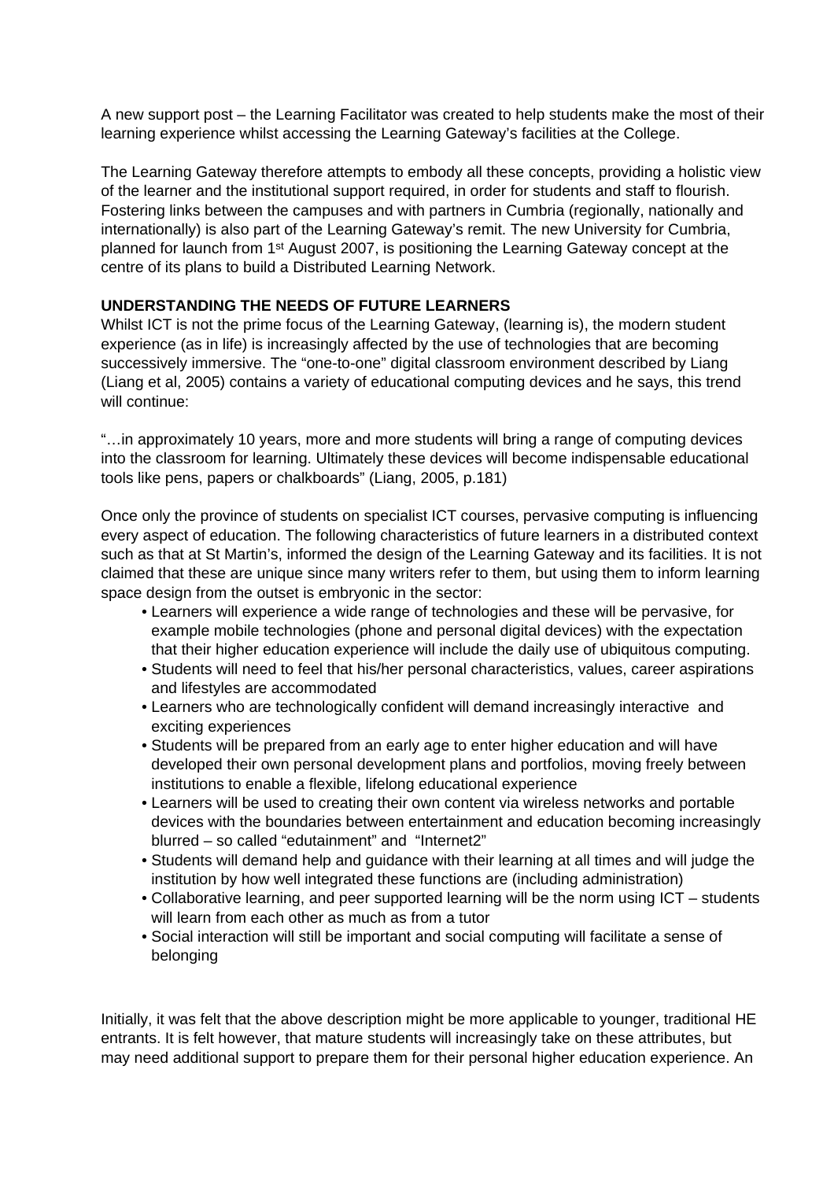A new support post – the Learning Facilitator was created to help students make the most of their learning experience whilst accessing the Learning Gateway's facilities at the College.

The Learning Gateway therefore attempts to embody all these concepts, providing a holistic view of the learner and the institutional support required, in order for students and staff to flourish. Fostering links between the campuses and with partners in Cumbria (regionally, nationally and internationally) is also part of the Learning Gateway's remit. The new University for Cumbria, planned for launch from 1st August 2007, is positioning the Learning Gateway concept at the centre of its plans to build a Distributed Learning Network.

**UNDERSTANDING THE NEEDS OF FUTURE LEARNERS**

Whilst ICT is not the prime focus of the Learning Gateway, (learning is), the modern student experience (as in life) is increasingly affected by the use of technologies that are becoming successively immersive. The "one-to-one" digital classroom environment described by Liang (Liang et al, 2005) contains a variety of educational computing devices and he says, this trend will continue:

"…in approximately 10 years, more and more students will bring a range of computing devices into the classroom for learning. Ultimately these devices will become indispensable educational tools like pens, papers or chalkboards" (Liang, 2005, p.181)

Once only the province of students on specialist ICT courses, pervasive computing is influencing every aspect of education. The following characteristics of future learners in a distributed context such as that at St Martin's, informed the design of the Learning Gateway and its facilities. It is not claimed that these are unique since many writers refer to them, but using them to inform learning space design from the outset is embryonic in the sector:

- Learners will experience a wide range of technologies and these will be pervasive, for example mobile technologies (phone and personal digital devices) with the expectation that their higher education experience will include the daily use of ubiquitous computing.
- Students will need to feel that his/her personal characteristics, values, career aspirations and lifestyles are accommodated
- Learners who are technologically confident will demand increasingly interactive and exciting experiences
- Students will be prepared from an early age to enter higher education and will have developed their own personal development plans and portfolios, moving freely between institutions to enable a flexible, lifelong educational experience
- Learners will be used to creating their own content via wireless networks and portable devices with the boundaries between entertainment and education becoming increasingly blurred – so called "edutainment" and "Internet2"
- Students will demand help and guidance with their learning at all times and will judge the institution by how well integrated these functions are (including administration)
- Collaborative learning, and peer supported learning will be the norm using ICT – students will learn from each other as much as from a tutor
- Social interaction will still be important and social computing will facilitate a sense of belonging

Initially, it was felt that the above description might be more applicable to younger, traditional HE entrants. It is felt however, that mature students will increasingly take on these attributes, but may need additional support to prepare them for their personal higher education experience. An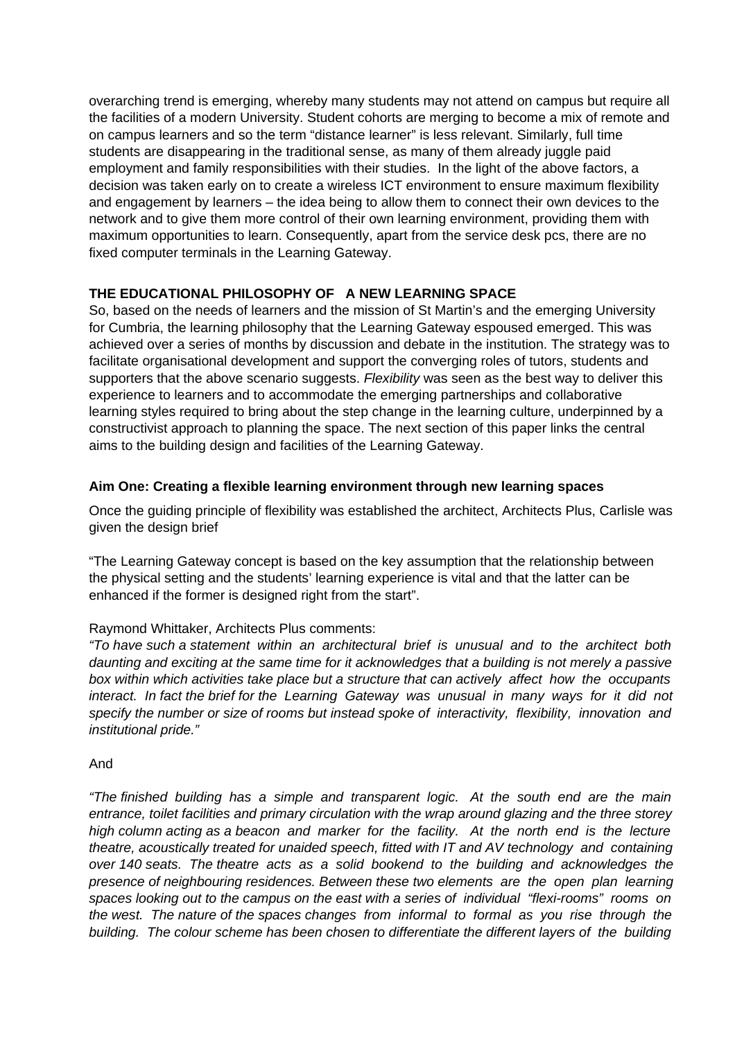overarching trend is emerging, whereby many students may not attend on campus but require all the facilities of a modern University. Student cohorts are merging to become a mix of remote and on campus learners and so the term "distance learner" is less relevant. Similarly, full time students are disappearing in the traditional sense, as many of them already juggle paid employment and family responsibilities with their studies. In the light of the above factors, a decision was taken early on to create a wireless ICT environment to ensure maximum flexibility and engagement by learners – the idea being to allow them to connect their own devices to the network and to give them more control of their own learning environment, providing them with maximum opportunities to learn. Consequently, apart from the service desk pcs, there are no fixed computer terminals in the Learning Gateway.

## THE EDUCATIONAL PHILOSOPHY OF A NEW LEARNING SPACE

So, based on the needs of learners and the mission of St Martin's and the emerging University for Cumbria, the learning philosophy that the Learning Gateway espoused emerged. This was achieved over a series of months by discussion and debate in the institution. The strategy was to facilitate organisational development and support the converging roles of tutors, students and supporters that the above scenario suggests. *Flexibility* was seen as the best way to deliver this experience to learners and to accommodate the emerging partnerships and collaborative learning styles required to bring about the step change in the learning culture, underpinned by a constructivist approach to planning the space. The next section of this paper links the central aims to the building design and facilities of the Learning Gateway.

### Aim One: Creating a flexible learning environment through new learning spaces

Once the guiding principle of flexibility was established the architect, Architects Plus, Carlisle was given the design brief

"The Learning Gateway concept is based on the key assumption that the relationship between the physical setting and the students' learning experience is vital and that the latter can be enhanced if the former is designed right from the start".

Raymond Whittaker, Architects Plus comments:

*"To have such a statement within an architectural brief is unusual and to the architect both daunting and exciting at the same time for it acknowledges that a building is not merely a passive box within which activities take place but a structure that can actively affect how the occupants interact. In fact the brief for the Learning Gateway was unusual in many ways for it did not specify the number or size of rooms but instead spoke of interactivity, flexibility, innovation and institutional pride."*

And

*"The finished building has a simple and transparent logic. At the south end are the main entrance, toilet facilities and primary circulation with the wrap around glazing and the three storey high column acting as a beacon and marker for the facility. At the north end is the lecture theatre, acoustically treated for unaided speech, fitted with IT and AV technology and containing over 140 seats. The theatre acts as a solid bookend to the building and acknowledges the presence of neighbouring residences. Between these two elements are the open plan learning spaces looking out to the campus on the east with a series of individual "flexi-rooms" rooms on the west. The nature of the spaces changes from informal to formal as you rise through the building. The colour scheme has been chosen to differentiate the different layers of the building*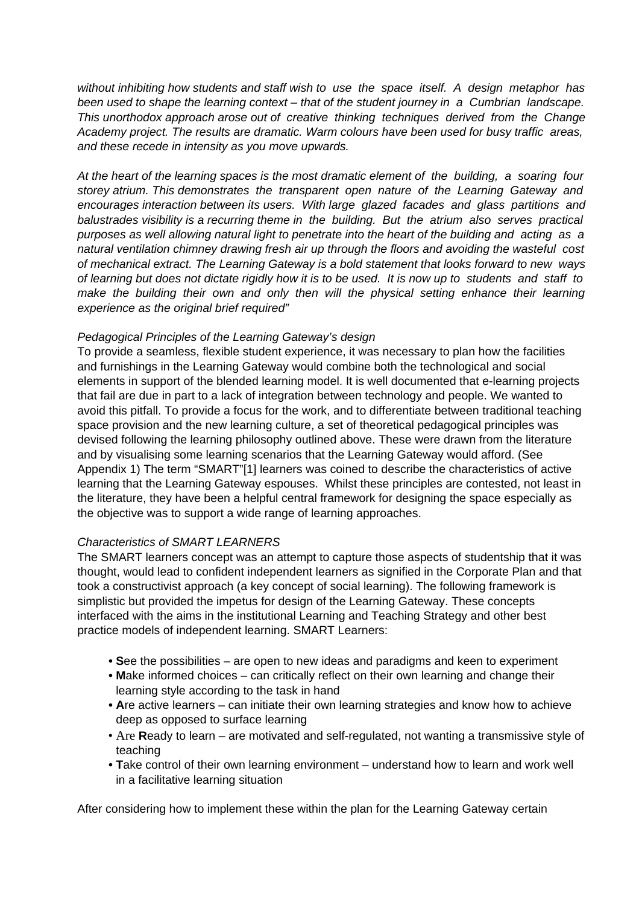*without inhibiting how students and staff wish to use the space itself. A design metaphor has been used to shape the learning context – that of the student journey in a Cumbrian landscape. This unorthodox approach arose out of creative thinking techniques derived from the Change Academy project. The results are dramatic. Warm colours have been used for busy traffic areas, and these recede in intensity as you move upwards.*

*At the heart of the learning spaces is the most dramatic element of the building, a soaring four storey atrium. This demonstrates the transparent open nature of the Learning Gateway and encourages interaction between its users. With large glazed facades and glass partitions and balustrades visibility is a recurring theme in the building. But the atrium also serves practical purposes as well allowing natural light to penetrate into the heart of the building and acting as a natural ventilation chimney drawing fresh air up through the floors and avoiding the wasteful cost of mechanical extract. The Learning Gateway is a bold statement that looks forward to new ways of learning but does not dictate rigidly how it is to be used. It is now up to students and staff to make the building their own and only then will the physical setting enhance their learning experience as the original brief required"*

*Pedagogical Principles of the Learning Gateway's design*

To provide a seamless, flexible student experience, it was necessary to plan how the facilities and furnishings in the Learning Gateway would combine both the technological and social elements in support of the blended learning model. It is well documented that e-learning projects that fail are due in part to a lack of integration between technology and people. We wanted to avoid this pitfall. To provide a focus for the work, and to differentiate between traditional teaching space provision and the new learning culture, a set of theoretical pedagogical principles was devised following the learning philosophy outlined above. These were drawn from the literature and by visualising some learning scenarios that the Learning Gateway would afford. (See Appendix 1) The term "SMART"[1] learners was coined to describe the characteristics of active learning that the Learning Gateway espouses. Whilst these principles are contested, not least in the literature, they have been a helpful central framework for designing the space especially as the objective was to support a wide range of learning approaches.

*Characteristics of SMART LEARNERS*

The SMART learners concept was an attempt to capture those aspects of studentship that it was thought, would lead to confident independent learners as signified in the Corporate Plan and that took a constructivist approach (a key concept of social learning). The following framework is simplistic but provided the impetus for design of the Learning Gateway. These concepts interfaced with the aims in the institutional Learning and Teaching Strategy and other best practice models of independent learning. SMART Learners:

- **S**ee the possibilities – are open to new ideas and paradigms and keen to experiment
- **M**ake informed choices – can critically reflect on their own learning and change their learning style according to the task in hand
- **A**re active learners – can initiate their own learning strategies and know how to achieve deep as opposed to surface learning
- Are **R**eady to learn – are motivated and self-regulated, not wanting a transmissive style of teaching
- **T**ake control of their own learning environment – understand how to learn and work well in a facilitative learning situation

After considering how to implement these within the plan for the Learning Gateway certain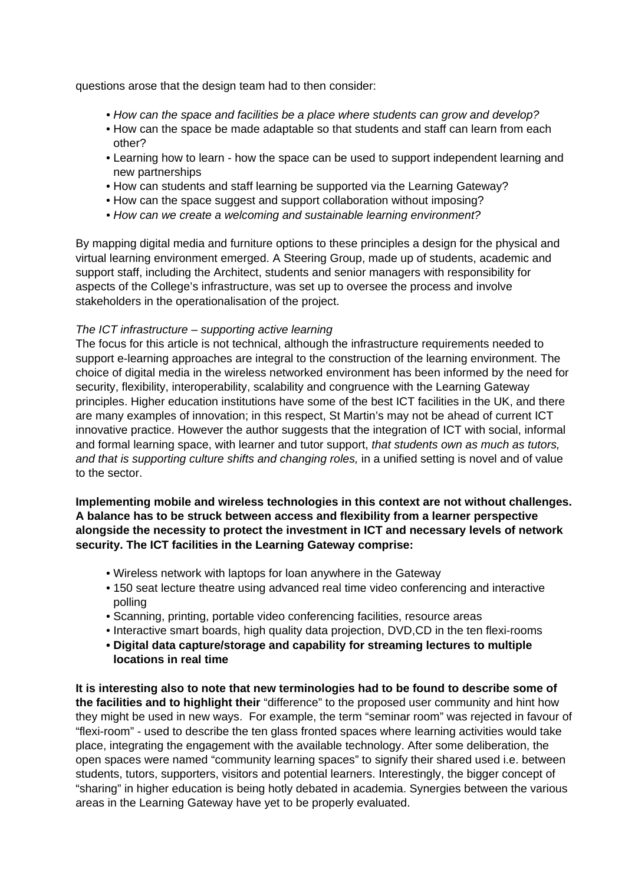questions arose that the design team had to then consider:

- *How can the space and facilities be a place where students can grow and develop?*
- How can the space be made adaptable so that students and staff can learn from each other?
- Learning how to learn - how the space can be used to support independent learning and new partnerships
- How can students and staff learning be supported via the Learning Gateway?
- How can the space suggest and support collaboration without imposing?
- *How can we create a welcoming and sustainable learning environment?*

By mapping digital media and furniture options to these principles a design for the physical and virtual learning environment emerged. A Steering Group, made up of students, academic and support staff, including the Architect, students and senior managers with responsibility for aspects of the College's infrastructure, was set up to oversee the process and involve stakeholders in the operationalisation of the project.

*The ICT infrastructure – supporting active learning*

The focus for this article is not technical, although the infrastructure requirements needed to support e-learning approaches are integral to the construction of the learning environment. The choice of digital media in the wireless networked environment has been informed by the need for security, flexibility, interoperability, scalability and congruence with the Learning Gateway principles. Higher education institutions have some of the best ICT facilities in the UK, and there are many examples of innovation; in this respect, St Martin's may not be ahead of current ICT innovative practice. However the author suggests that the integration of ICT with social, informal and formal learning space, with learner and tutor support, *that students own as much as tutors, and that is supporting culture shifts and changing roles,* in a unified setting is novel and of value to the sector.

**Implementing mobile and wireless technologies in this context are not without challenges. A balance has to be struck between access and flexibility from a learner perspective alongside the necessity to protect the investment in ICT and necessary levels of network security. The ICT facilities in the Learning Gateway comprise:**

- Wireless network with laptops for loan anywhere in the Gateway
- 150 seat lecture theatre using advanced real time video conferencing and interactive polling
- Scanning, printing, portable video conferencing facilities, resource areas
- Interactive smart boards, high quality data projection, DVD,CD in the ten flexi-rooms
- **Digital data capture/storage and capability for streaming lectures to multiple locations in real time**

**It is interesting also to note that new terminologies had to be found to describe some of the facilities and to highlight their** "difference" to the proposed user community and hint how they might be used in new ways. For example, the term "seminar room" was rejected in favour of "flexi-room" - used to describe the ten glass fronted spaces where learning activities would take place, integrating the engagement with the available technology. After some deliberation, the open spaces were named "community learning spaces" to signify their shared used i.e. between students, tutors, supporters, visitors and potential learners. Interestingly, the bigger concept of "sharing" in higher education is being hotly debated in academia. Synergies between the various areas in the Learning Gateway have yet to be properly evaluated.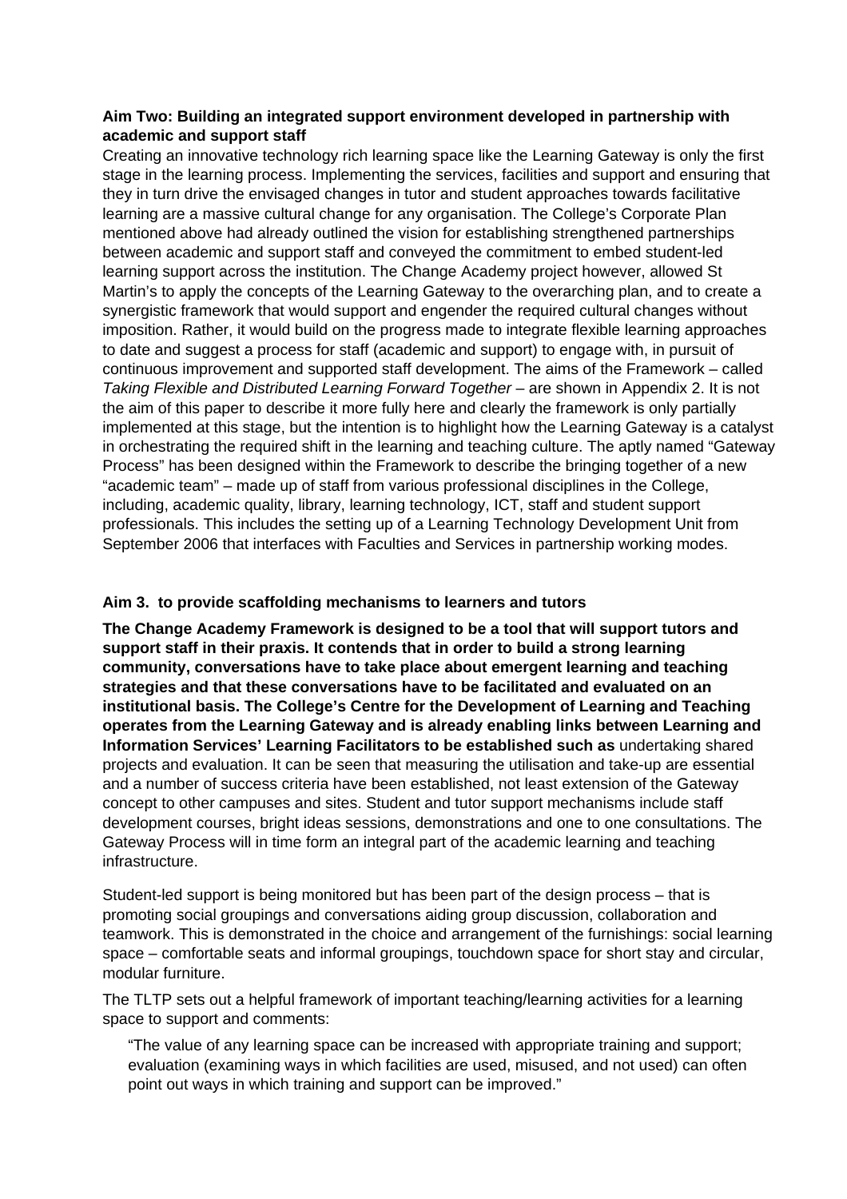**Aim Two: Building an integrated support environment developed in partnership with academic and support staff**

Creating an innovative technology rich learning space like the Learning Gateway is only the first stage in the learning process. Implementing the services, facilities and support and ensuring that they in turn drive the envisaged changes in tutor and student approaches towards facilitative learning are a massive cultural change for any organisation. The College's Corporate Plan mentioned above had already outlined the vision for establishing strengthened partnerships between academic and support staff and conveyed the commitment to embed student-led learning support across the institution. The Change Academy project however, allowed St Martin's to apply the concepts of the Learning Gateway to the overarching plan, and to create a synergistic framework that would support and engender the required cultural changes without imposition. Rather, it would build on the progress made to integrate flexible learning approaches to date and suggest a process for staff (academic and support) to engage with, in pursuit of continuous improvement and supported staff development. The aims of the Framework – called *Taking Flexible and Distributed Learning Forward Together* – are shown in Appendix 2. It is not the aim of this paper to describe it more fully here and clearly the framework is only partially implemented at this stage, but the intention is to highlight how the Learning Gateway is a catalyst in orchestrating the required shift in the learning and teaching culture. The aptly named "Gateway Process" has been designed within the Framework to describe the bringing together of a new "academic team" – made up of staff from various professional disciplines in the College, including, academic quality, library, learning technology, ICT, staff and student support professionals. This includes the setting up of a Learning Technology Development Unit from September 2006 that interfaces with Faculties and Services in partnership working modes.

**Aim 3. to provide scaffolding mechanisms to learners and tutors**

**The Change Academy Framework is designed to be a tool that will support tutors and support staff in their praxis. It contends that in order to build a strong learning community, conversations have to take place about emergent learning and teaching strategies and that these conversations have to be facilitated and evaluated on an institutional basis. The College's Centre for the Development of Learning and Teaching operates from the Learning Gateway and is already enabling links between Learning and Information Services' Learning Facilitators to be established such as** undertaking shared projects and evaluation. It can be seen that measuring the utilisation and take-up are essential and a number of success criteria have been established, not least extension of the Gateway concept to other campuses and sites. Student and tutor support mechanisms include staff development courses, bright ideas sessions, demonstrations and one to one consultations. The Gateway Process will in time form an integral part of the academic learning and teaching infrastructure.

Student-led support is being monitored but has been part of the design process – that is promoting social groupings and conversations aiding group discussion, collaboration and teamwork. This is demonstrated in the choice and arrangement of the furnishings: social learning space – comfortable seats and informal groupings, touchdown space for short stay and circular, modular furniture.

The TLTP sets out a helpful framework of important teaching/learning activities for a learning space to support and comments:

> "The value of any learning space can be increased with appropriate training and support; evaluation (examining ways in which facilities are used, misused, and not used) can often point out ways in which training and support can be improved."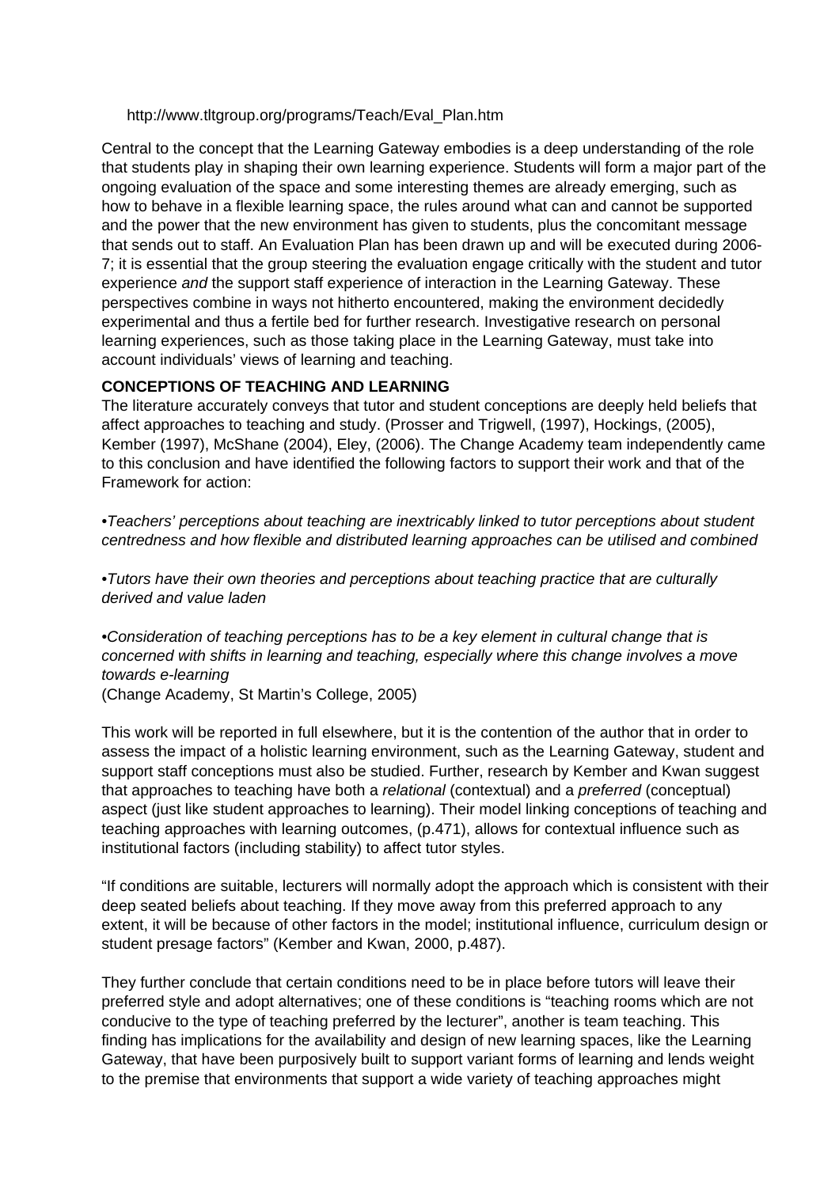http://www.tltgroup.org/programs/Teach/Eval_Plan.htm

Central to the concept that the Learning Gateway embodies is a deep understanding of the role that students play in shaping their own learning experience. Students will form a major part of the ongoing evaluation of the space and some interesting themes are already emerging, such as how to behave in a flexible learning space, the rules around what can and cannot be supported and the power that the new environment has given to students, plus the concomitant message that sends out to staff. An Evaluation Plan has been drawn up and will be executed during 2006-7; it is essential that the group steering the evaluation engage critically with the student and tutor experience *and* the support staff experience of interaction in the Learning Gateway. These perspectives combine in ways not hitherto encountered, making the environment decidedly experimental and thus a fertile bed for further research. Investigative research on personal learning experiences, such as those taking place in the Learning Gateway, must take into account individuals' views of learning and teaching.

**CONCEPTIONS OF TEACHING AND LEARNING**

The literature accurately conveys that tutor and student conceptions are deeply held beliefs that affect approaches to teaching and study. (Prosser and Trigwell, (1997), Hockings, (2005), Kember (1997), McShane (2004), Eley, (2006). The Change Academy team independently came to this conclusion and have identified the following factors to support their work and that of the Framework for action:

•*Teachers' perceptions about teaching are inextricably linked to tutor perceptions about student centredness and how flexible and distributed learning approaches can be utilised and combined*

•*Tutors have their own theories and perceptions about teaching practice that are culturally derived and value laden*

•*Consideration of teaching perceptions has to be a key element in cultural change that is concerned with shifts in learning and teaching, especially where this change involves a move towards e-learning*
(Change Academy, St Martin's College, 2005)

This work will be reported in full elsewhere, but it is the contention of the author that in order to assess the impact of a holistic learning environment, such as the Learning Gateway, student and support staff conceptions must also be studied. Further, research by Kember and Kwan suggest that approaches to teaching have both a *relational* (contextual) and a *preferred* (conceptual) aspect (just like student approaches to learning). Their model linking conceptions of teaching and teaching approaches with learning outcomes, (p.471), allows for contextual influence such as institutional factors (including stability) to affect tutor styles.

"If conditions are suitable, lecturers will normally adopt the approach which is consistent with their deep seated beliefs about teaching. If they move away from this preferred approach to any extent, it will be because of other factors in the model; institutional influence, curriculum design or student presage factors" (Kember and Kwan, 2000, p.487).

They further conclude that certain conditions need to be in place before tutors will leave their preferred style and adopt alternatives; one of these conditions is "teaching rooms which are not conducive to the type of teaching preferred by the lecturer", another is team teaching. This finding has implications for the availability and design of new learning spaces, like the Learning Gateway, that have been purposively built to support variant forms of learning and lends weight to the premise that environments that support a wide variety of teaching approaches might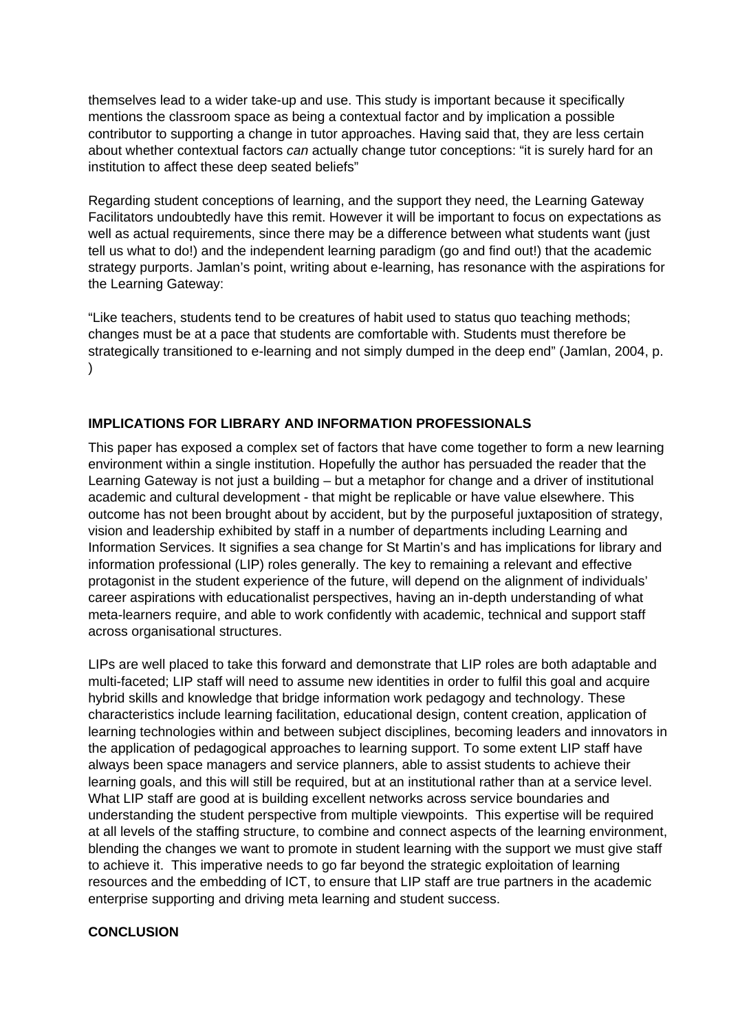themselves lead to a wider take-up and use. This study is important because it specifically mentions the classroom space as being a contextual factor and by implication a possible contributor to supporting a change in tutor approaches. Having said that, they are less certain about whether contextual factors *can* actually change tutor conceptions: "it is surely hard for an institution to affect these deep seated beliefs"

Regarding student conceptions of learning, and the support they need, the Learning Gateway Facilitators undoubtedly have this remit. However it will be important to focus on expectations as well as actual requirements, since there may be a difference between what students want (just tell us what to do!) and the independent learning paradigm (go and find out!) that the academic strategy purports. Jamlan's point, writing about e-learning, has resonance with the aspirations for the Learning Gateway:

"Like teachers, students tend to be creatures of habit used to status quo teaching methods; changes must be at a pace that students are comfortable with. Students must therefore be strategically transitioned to e-learning and not simply dumped in the deep end" (Jamlan, 2004, p. )

## IMPLICATIONS FOR LIBRARY AND INFORMATION PROFESSIONALS

This paper has exposed a complex set of factors that have come together to form a new learning environment within a single institution. Hopefully the author has persuaded the reader that the Learning Gateway is not just a building – but a metaphor for change and a driver of institutional academic and cultural development - that might be replicable or have value elsewhere. This outcome has not been brought about by accident, but by the purposeful juxtaposition of strategy, vision and leadership exhibited by staff in a number of departments including Learning and Information Services. It signifies a sea change for St Martin's and has implications for library and information professional (LIP) roles generally. The key to remaining a relevant and effective protagonist in the student experience of the future, will depend on the alignment of individuals' career aspirations with educationalist perspectives, having an in-depth understanding of what meta-learners require, and able to work confidently with academic, technical and support staff across organisational structures.

LIPs are well placed to take this forward and demonstrate that LIP roles are both adaptable and multi-faceted; LIP staff will need to assume new identities in order to fulfil this goal and acquire hybrid skills and knowledge that bridge information work pedagogy and technology. These characteristics include learning facilitation, educational design, content creation, application of learning technologies within and between subject disciplines, becoming leaders and innovators in the application of pedagogical approaches to learning support. To some extent LIP staff have always been space managers and service planners, able to assist students to achieve their learning goals, and this will still be required, but at an institutional rather than at a service level. What LIP staff are good at is building excellent networks across service boundaries and understanding the student perspective from multiple viewpoints. This expertise will be required at all levels of the staffing structure, to combine and connect aspects of the learning environment, blending the changes we want to promote in student learning with the support we must give staff to achieve it. This imperative needs to go far beyond the strategic exploitation of learning resources and the embedding of ICT, to ensure that LIP staff are true partners in the academic enterprise supporting and driving meta learning and student success.

## CONCLUSION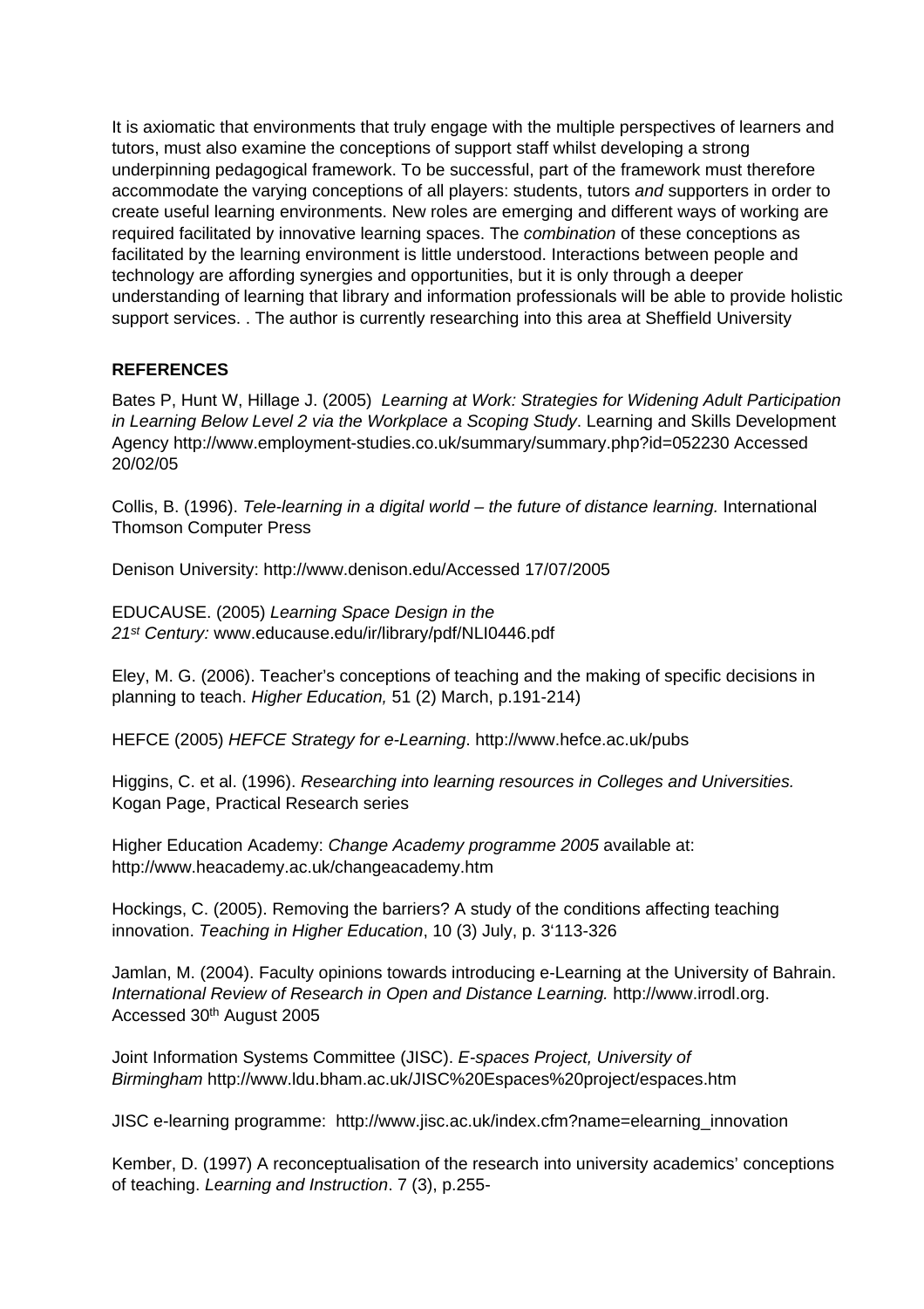It is axiomatic that environments that truly engage with the multiple perspectives of learners and tutors, must also examine the conceptions of support staff whilst developing a strong underpinning pedagogical framework. To be successful, part of the framework must therefore accommodate the varying conceptions of all players: students, tutors *and* supporters in order to create useful learning environments. New roles are emerging and different ways of working are required facilitated by innovative learning spaces. The *combination* of these conceptions as facilitated by the learning environment is little understood. Interactions between people and technology are affording synergies and opportunities, but it is only through a deeper understanding of learning that library and information professionals will be able to provide holistic support services. . The author is currently researching into this area at Sheffield University

**REFERENCES**

Bates P, Hunt W, Hillage J. (2005) *Learning at Work: Strategies for Widening Adult Participation in Learning Below Level 2 via the Workplace a Scoping Study*. Learning and Skills Development Agency http://www.employment-studies.co.uk/summary/summary.php?id=052230 Accessed 20/02/05

Collis, B. (1996). *Tele-learning in a digital world – the future of distance learning.* International Thomson Computer Press

Denison University: http://www.denison.edu/Accessed 17/07/2005

EDUCAUSE. (2005) *Learning Space Design in the 21st Century:* www.educause.edu/ir/library/pdf/NLI0446.pdf

Eley, M. G. (2006). Teacher's conceptions of teaching and the making of specific decisions in planning to teach. *Higher Education,* 51 (2) March, p.191-214)

HEFCE (2005) *HEFCE Strategy for e-Learning*. http://www.hefce.ac.uk/pubs

Higgins, C. et al. (1996). *Researching into learning resources in Colleges and Universities.* Kogan Page, Practical Research series

Higher Education Academy: *Change Academy programme 2005* available at: http://www.heacademy.ac.uk/changeacademy.htm

Hockings, C. (2005). Removing the barriers? A study of the conditions affecting teaching innovation. *Teaching in Higher Education*, 10 (3) July, p. 3'113-326

Jamlan, M. (2004). Faculty opinions towards introducing e-Learning at the University of Bahrain. *International Review of Research in Open and Distance Learning.* http://www.irrodl.org. Accessed 30th August 2005

Joint Information Systems Committee (JISC). *E-spaces Project, University of Birmingham* http://www.ldu.bham.ac.uk/JISC%20Espaces%20project/espaces.htm

JISC e-learning programme: http://www.jisc.ac.uk/index.cfm?name=elearning_innovation

Kember, D. (1997) A reconceptualisation of the research into university academics' conceptions of teaching. *Learning and Instruction*. 7 (3), p.255-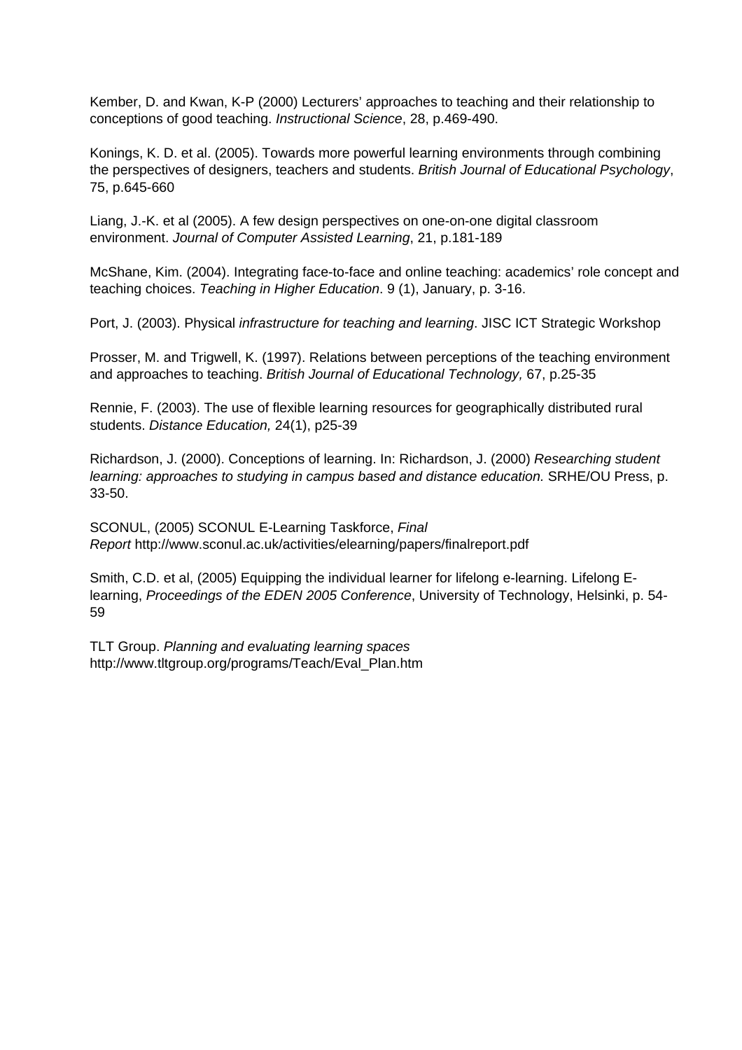Kember, D. and Kwan, K-P (2000) Lecturers' approaches to teaching and their relationship to conceptions of good teaching. *Instructional Science*, 28, p.469-490.

Konings, K. D. et al. (2005). Towards more powerful learning environments through combining the perspectives of designers, teachers and students. *British Journal of Educational Psychology*, 75, p.645-660

Liang, J.-K. et al (2005). A few design perspectives on one-on-one digital classroom environment. *Journal of Computer Assisted Learning*, 21, p.181-189

McShane, Kim. (2004). Integrating face-to-face and online teaching: academics' role concept and teaching choices. *Teaching in Higher Education*. 9 (1), January, p. 3-16.

Port, J. (2003). Physical *infrastructure for teaching and learning*. JISC ICT Strategic Workshop

Prosser, M. and Trigwell, K. (1997). Relations between perceptions of the teaching environment and approaches to teaching. *British Journal of Educational Technology,* 67, p.25-35

Rennie, F. (2003). The use of flexible learning resources for geographically distributed rural students. *Distance Education,* 24(1), p25-39

Richardson, J. (2000). Conceptions of learning. In: Richardson, J. (2000) *Researching student learning: approaches to studying in campus based and distance education.* SRHE/OU Press, p. 33-50.

SCONUL, (2005) SCONUL E-Learning Taskforce, *Final Report* http://www.sconul.ac.uk/activities/elearning/papers/finalreport.pdf

Smith, C.D. et al, (2005) Equipping the individual learner for lifelong e-learning. Lifelong E-learning, *Proceedings of the EDEN 2005 Conference*, University of Technology, Helsinki, p. 54-59

TLT Group. *Planning and evaluating learning spaces* http://www.tltgroup.org/programs/Teach/Eval_Plan.htm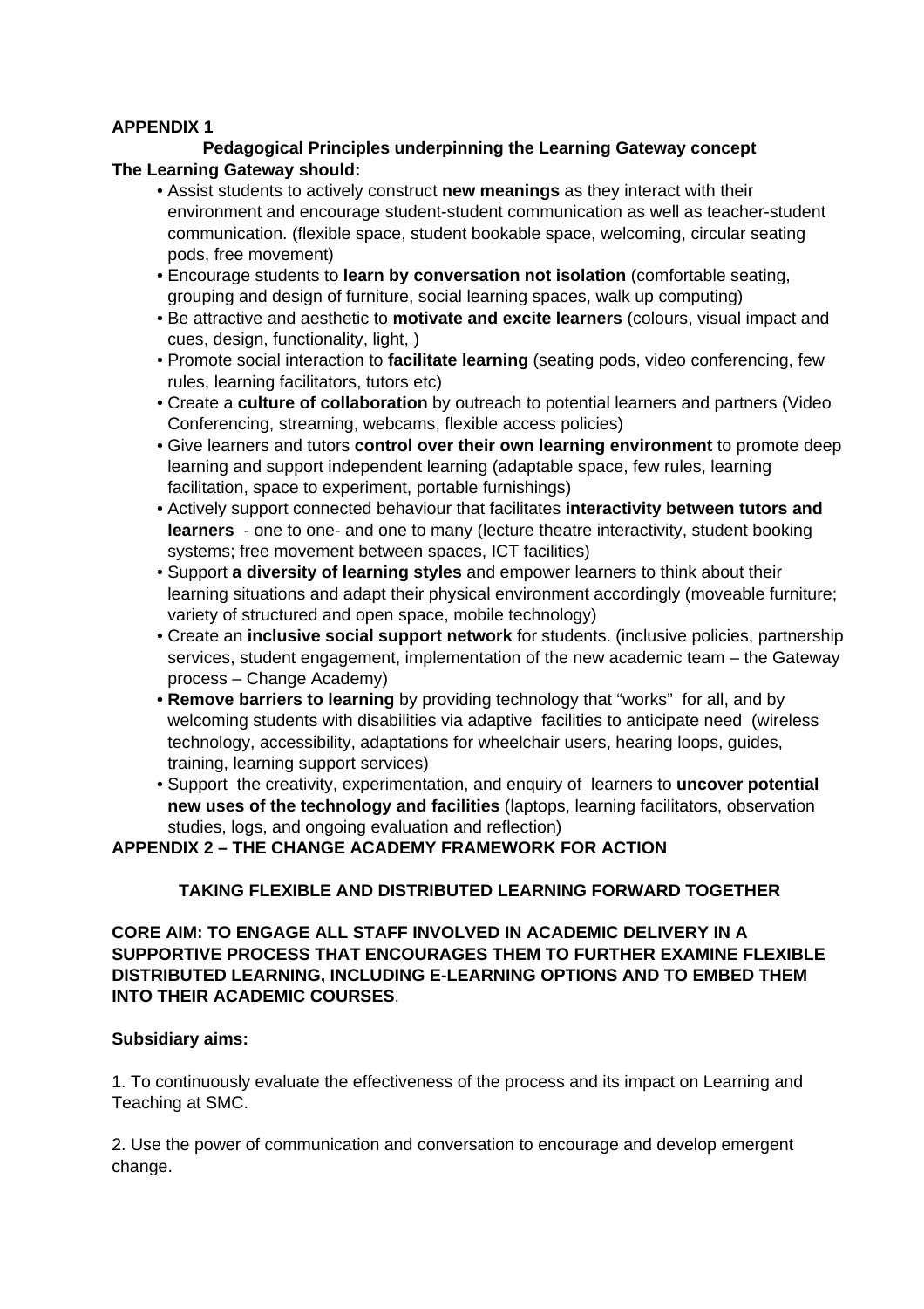**APPENDIX 1**

**Pedagogical Principles underpinning the Learning Gateway concept**

**The Learning Gateway should:**

- Assist students to actively construct **new meanings** as they interact with their environment and encourage student-student communication as well as teacher-student communication. (flexible space, student bookable space, welcoming, circular seating pods, free movement)
- Encourage students to **learn by conversation not isolation** (comfortable seating, grouping and design of furniture, social learning spaces, walk up computing)
- Be attractive and aesthetic to **motivate and excite learners** (colours, visual impact and cues, design, functionality, light, )
- Promote social interaction to **facilitate learning** (seating pods, video conferencing, few rules, learning facilitators, tutors etc)
- Create a **culture of collaboration** by outreach to potential learners and partners (Video Conferencing, streaming, webcams, flexible access policies)
- Give learners and tutors **control over their own learning environment** to promote deep learning and support independent learning (adaptable space, few rules, learning facilitation, space to experiment, portable furnishings)
- Actively support connected behaviour that facilitates **interactivity between tutors and learners** - one to one- and one to many (lecture theatre interactivity, student booking systems; free movement between spaces, ICT facilities)
- Support **a diversity of learning styles** and empower learners to think about their learning situations and adapt their physical environment accordingly (moveable furniture; variety of structured and open space, mobile technology)
- Create an **inclusive social support network** for students. (inclusive policies, partnership services, student engagement, implementation of the new academic team – the Gateway process – Change Academy)
- **Remove barriers to learning** by providing technology that "works" for all, and by welcoming students with disabilities via adaptive facilities to anticipate need (wireless technology, accessibility, adaptations for wheelchair users, hearing loops, guides, training, learning support services)
- Support the creativity, experimentation, and enquiry of learners to **uncover potential new uses of the technology and facilities** (laptops, learning facilitators, observation studies, logs, and ongoing evaluation and reflection)

**APPENDIX 2 – THE CHANGE ACADEMY FRAMEWORK FOR ACTION**

**TAKING FLEXIBLE AND DISTRIBUTED LEARNING FORWARD TOGETHER**

**CORE AIM: TO ENGAGE ALL STAFF INVOLVED IN ACADEMIC DELIVERY IN A SUPPORTIVE PROCESS THAT ENCOURAGES THEM TO FURTHER EXAMINE FLEXIBLE DISTRIBUTED LEARNING, INCLUDING E-LEARNING OPTIONS AND TO EMBED THEM INTO THEIR ACADEMIC COURSES**.

**Subsidiary aims:**

1. To continuously evaluate the effectiveness of the process and its impact on Learning and Teaching at SMC.

2. Use the power of communication and conversation to encourage and develop emergent change.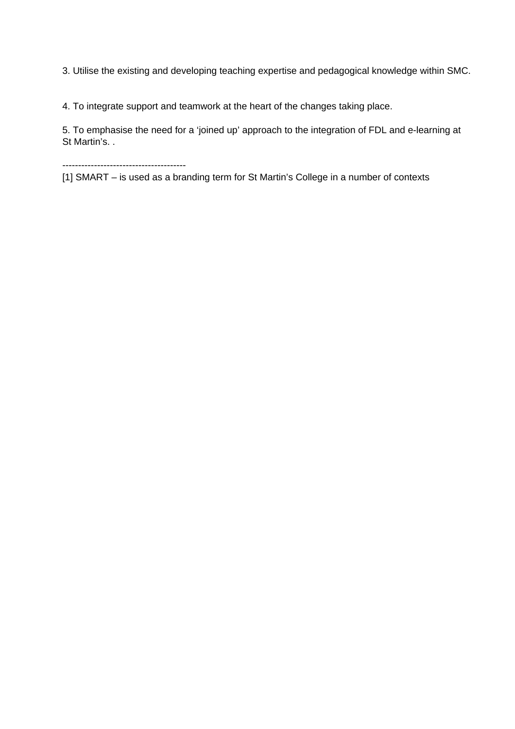3. Utilise the existing and developing teaching expertise and pedagogical knowledge within SMC.

4. To integrate support and teamwork at the heart of the changes taking place.

5. To emphasise the need for a 'joined up' approach to the integration of FDL and e-learning at St Martin's. .

---

[1] SMART – is used as a branding term for St Martin's College in a number of contexts